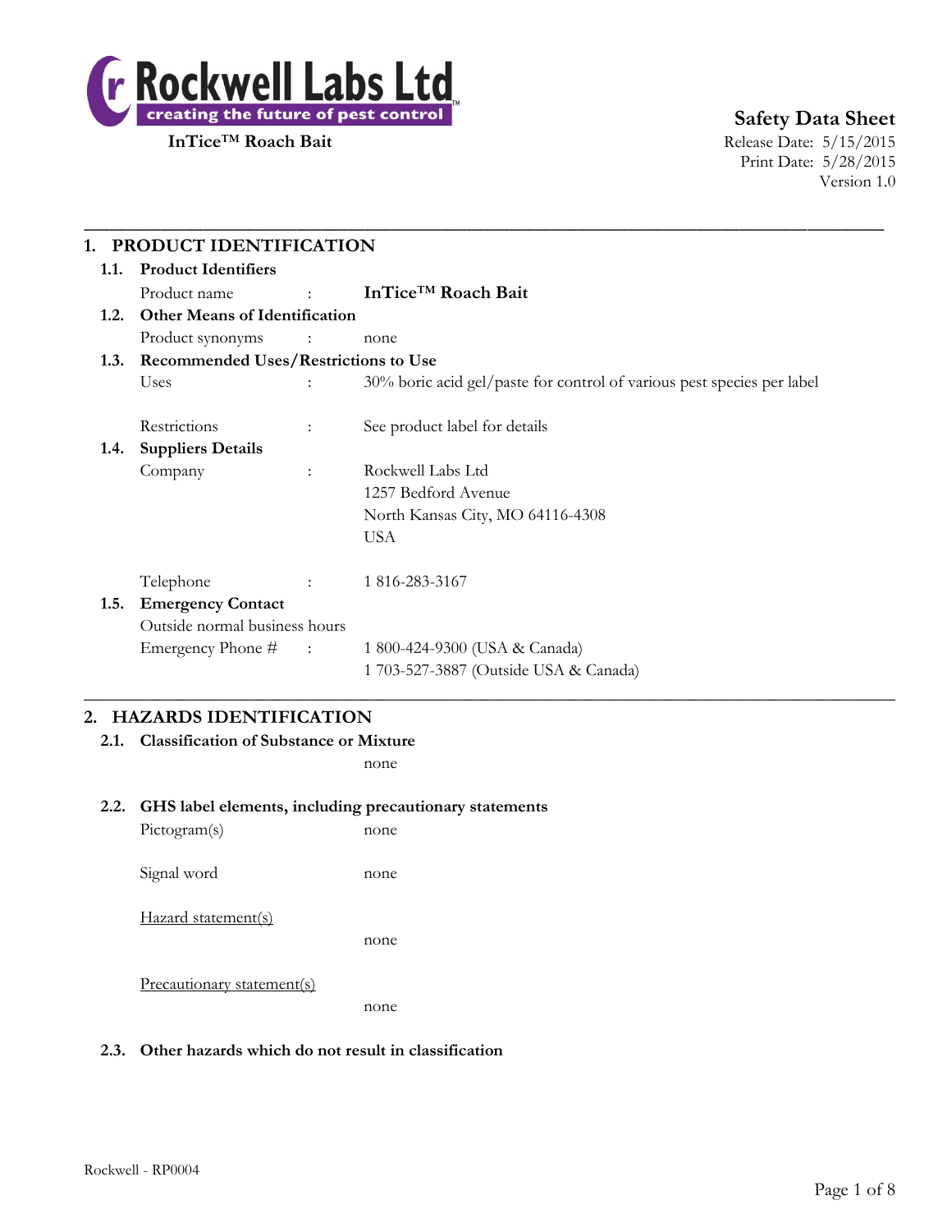# Rockwell Labs Ltd

creating the future of pest control™

**InTice™ Roach Bait**

**Safety Data Sheet**
Release Date: 5/15/2015
Print Date: 5/28/2015
Version 1.0

## 1. PRODUCT IDENTIFICATION

### 1.1. Product Identifiers

Product name : **InTice™ Roach Bait**

### 1.2. Other Means of Identification

Product synonyms : none

### 1.3. Recommended Uses/Restrictions to Use

Uses : 30% boric acid gel/paste for control of various pest species per label

Restrictions : See product label for details

### 1.4. Suppliers Details

Company : Rockwell Labs Ltd
1257 Bedford Avenue
North Kansas City, MO 64116-4308
USA

Telephone : 1 816-283-3167

### 1.5. Emergency Contact

Outside normal business hours
Emergency Phone # : 1 800-424-9300 (USA & Canada)
1 703-527-3887 (Outside USA & Canada)

## 2. HAZARDS IDENTIFICATION

### 2.1. Classification of Substance or Mixture

none

### 2.2. GHS label elements, including precautionary statements

Pictogram(s) none

Signal word none

Hazard statement(s)

none

Precautionary statement(s)

none

### 2.3. Other hazards which do not result in classification

Rockwell - RP0004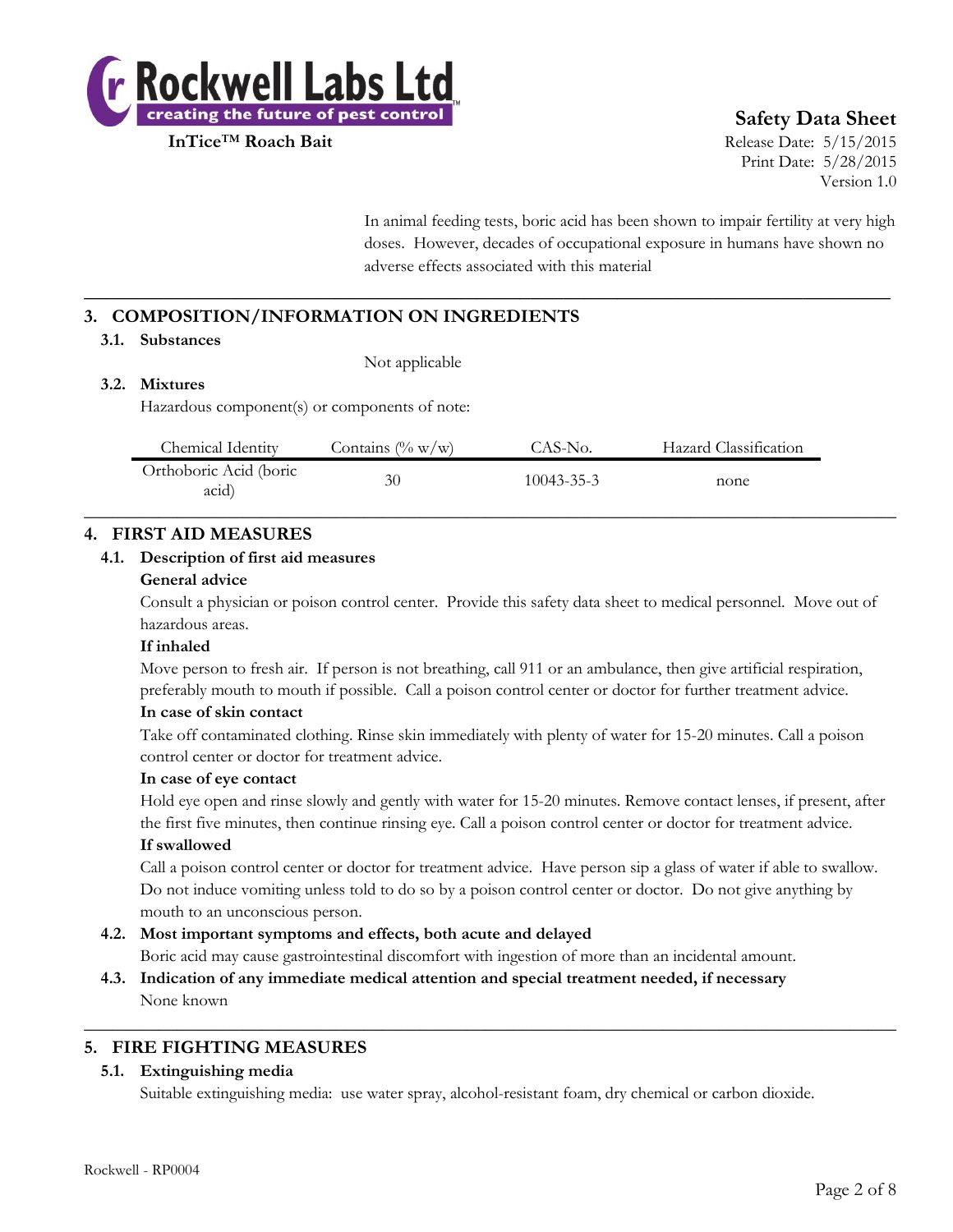In animal feeding tests, boric acid has been shown to impair fertility at very high doses. However, decades of occupational exposure in humans have shown no adverse effects associated with this material

## 3. COMPOSITION/INFORMATION ON INGREDIENTS

### 3.1. Substances

Not applicable

### 3.2. Mixtures

Hazardous component(s) or components of note:

| Chemical Identity | Contains (% w/w) | CAS-No. | Hazard Classification |
|---|---|---|---|
| Orthoboric Acid (boric acid) | 30 | 10043-35-3 | none |

## 4. FIRST AID MEASURES

### 4.1. Description of first aid measures

**General advice**

Consult a physician or poison control center. Provide this safety data sheet to medical personnel. Move out of hazardous areas.

**If inhaled**

Move person to fresh air. If person is not breathing, call 911 or an ambulance, then give artificial respiration, preferably mouth to mouth if possible. Call a poison control center or doctor for further treatment advice.

**In case of skin contact**

Take off contaminated clothing. Rinse skin immediately with plenty of water for 15-20 minutes. Call a poison control center or doctor for treatment advice.

**In case of eye contact**

Hold eye open and rinse slowly and gently with water for 15-20 minutes. Remove contact lenses, if present, after the first five minutes, then continue rinsing eye. Call a poison control center or doctor for treatment advice.

**If swallowed**

Call a poison control center or doctor for treatment advice. Have person sip a glass of water if able to swallow. Do not induce vomiting unless told to do so by a poison control center or doctor. Do not give anything by mouth to an unconscious person.

### 4.2. Most important symptoms and effects, both acute and delayed

Boric acid may cause gastrointestinal discomfort with ingestion of more than an incidental amount.

### 4.3. Indication of any immediate medical attention and special treatment needed, if necessary

None known

## 5. FIRE FIGHTING MEASURES

### 5.1. Extinguishing media

Suitable extinguishing media: use water spray, alcohol-resistant foam, dry chemical or carbon dioxide.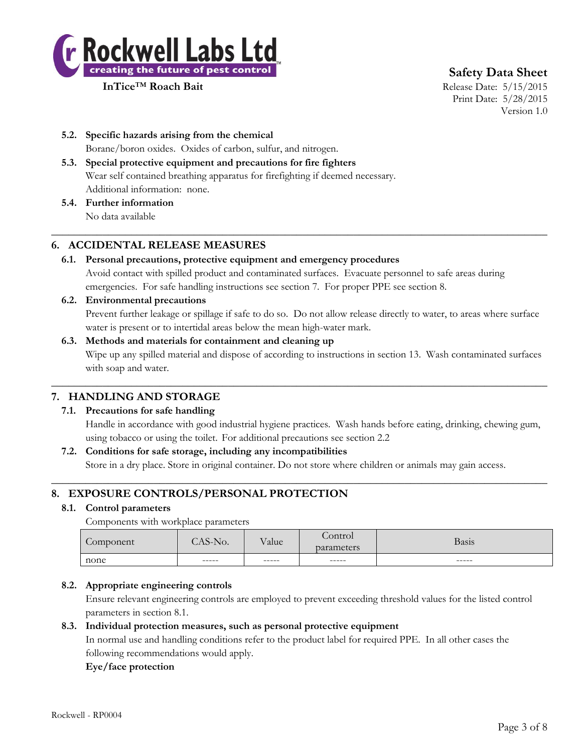**5.2. Specific hazards arising from the chemical**

Borane/boron oxides. Oxides of carbon, sulfur, and nitrogen.

**5.3. Special protective equipment and precautions for fire fighters**

Wear self contained breathing apparatus for firefighting if deemed necessary.
Additional information: none.

**5.4. Further information**

No data available

## 6. ACCIDENTAL RELEASE MEASURES

**6.1. Personal precautions, protective equipment and emergency procedures**

Avoid contact with spilled product and contaminated surfaces. Evacuate personnel to safe areas during emergencies. For safe handling instructions see section 7. For proper PPE see section 8.

**6.2. Environmental precautions**

Prevent further leakage or spillage if safe to do so. Do not allow release directly to water, to areas where surface water is present or to intertidal areas below the mean high-water mark.

**6.3. Methods and materials for containment and cleaning up**

Wipe up any spilled material and dispose of according to instructions in section 13. Wash contaminated surfaces with soap and water.

## 7. HANDLING AND STORAGE

**7.1. Precautions for safe handling**

Handle in accordance with good industrial hygiene practices. Wash hands before eating, drinking, chewing gum, using tobacco or using the toilet. For additional precautions see section 2.2

**7.2. Conditions for safe storage, including any incompatibilities**

Store in a dry place. Store in original container. Do not store where children or animals may gain access.

## 8. EXPOSURE CONTROLS/PERSONAL PROTECTION

**8.1. Control parameters**

Components with workplace parameters

| Component | CAS-No. | Value | Control parameters | Basis |
|---|---|---|---|---|
| none | ----- | ----- | ----- | ----- |

**8.2. Appropriate engineering controls**

Ensure relevant engineering controls are employed to prevent exceeding threshold values for the listed control parameters in section 8.1.

**8.3. Individual protection measures, such as personal protective equipment**

In normal use and handling conditions refer to the product label for required PPE. In all other cases the following recommendations would apply.

**Eye/face protection**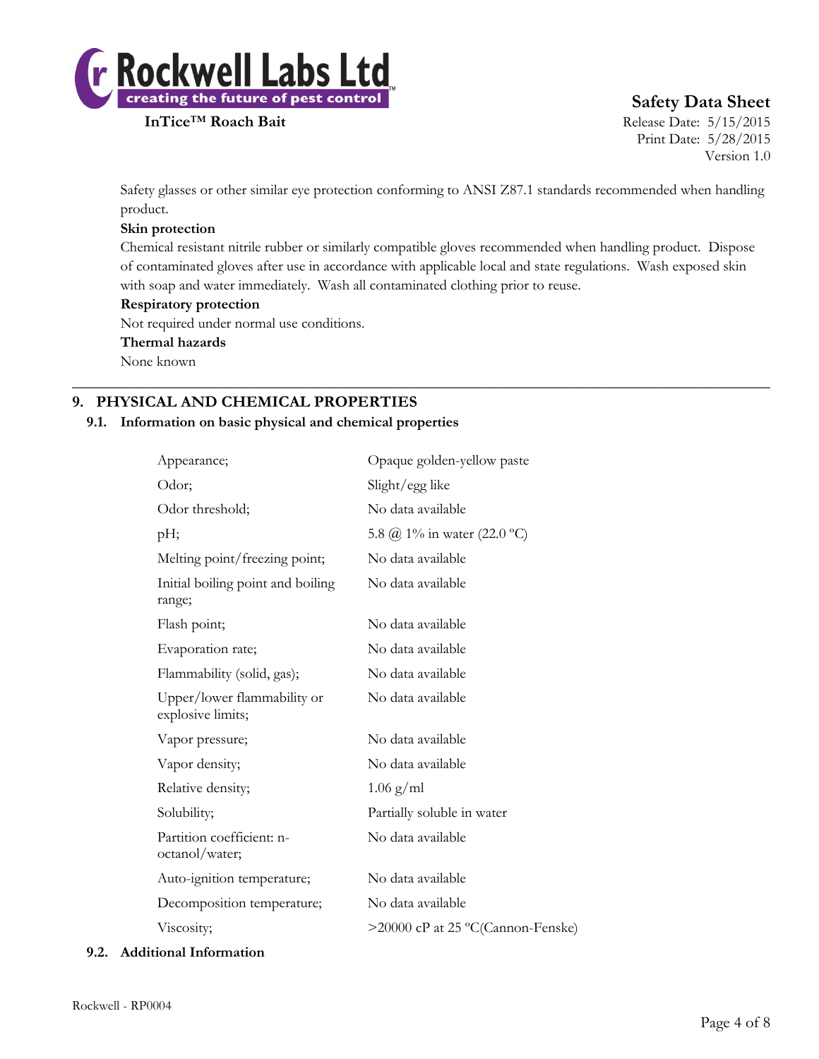Safety glasses or other similar eye protection conforming to ANSI Z87.1 standards recommended when handling product.

**Skin protection**

Chemical resistant nitrile rubber or similarly compatible gloves recommended when handling product. Dispose of contaminated gloves after use in accordance with applicable local and state regulations. Wash exposed skin with soap and water immediately. Wash all contaminated clothing prior to reuse.

**Respiratory protection**

Not required under normal use conditions.

**Thermal hazards**

None known

## 9. PHYSICAL AND CHEMICAL PROPERTIES

### 9.1. Information on basic physical and chemical properties

| | |
|---|---|
| Appearance; | Opaque golden-yellow paste |
| Odor; | Slight/egg like |
| Odor threshold; | No data available |
| pH; | 5.8 @ 1% in water (22.0 ºC) |
| Melting point/freezing point; | No data available |
| Initial boiling point and boiling range; | No data available |
| Flash point; | No data available |
| Evaporation rate; | No data available |
| Flammability (solid, gas); | No data available |
| Upper/lower flammability or explosive limits; | No data available |
| Vapor pressure; | No data available |
| Vapor density; | No data available |
| Relative density; | 1.06 g/ml |
| Solubility; | Partially soluble in water |
| Partition coefficient: n-octanol/water; | No data available |
| Auto-ignition temperature; | No data available |
| Decomposition temperature; | No data available |
| Viscosity; | >20000 cP at 25 ºC(Cannon-Fenske) |

### 9.2. Additional Information

Rockwell - RP0004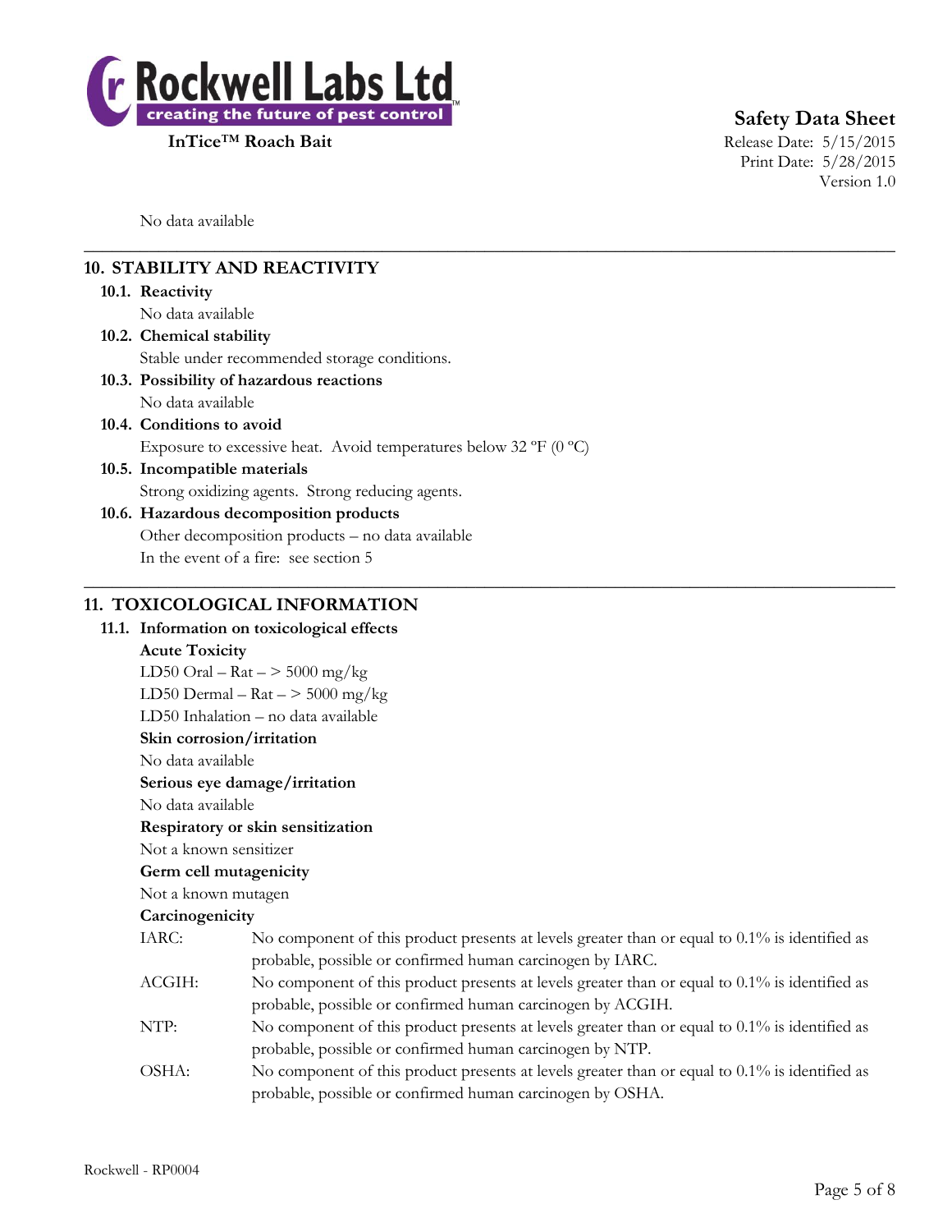No data available

## 10. STABILITY AND REACTIVITY

### 10.1. Reactivity

No data available

### 10.2. Chemical stability

Stable under recommended storage conditions.

### 10.3. Possibility of hazardous reactions

No data available

### 10.4. Conditions to avoid

Exposure to excessive heat. Avoid temperatures below 32 ºF (0 ºC)

### 10.5. Incompatible materials

Strong oxidizing agents. Strong reducing agents.

### 10.6. Hazardous decomposition products

Other decomposition products – no data available

In the event of a fire: see section 5

## 11. TOXICOLOGICAL INFORMATION

### 11.1. Information on toxicological effects

**Acute Toxicity**

LD50 Oral – Rat – > 5000 mg/kg

LD50 Dermal – Rat – > 5000 mg/kg

LD50 Inhalation – no data available

**Skin corrosion/irritation**

No data available

**Serious eye damage/irritation**

No data available

**Respiratory or skin sensitization**

Not a known sensitizer

**Germ cell mutagenicity**

Not a known mutagen

**Carcinogenicity**

IARC: No component of this product presents at levels greater than or equal to 0.1% is identified as probable, possible or confirmed human carcinogen by IARC.

ACGIH: No component of this product presents at levels greater than or equal to 0.1% is identified as probable, possible or confirmed human carcinogen by ACGIH.

NTP: No component of this product presents at levels greater than or equal to 0.1% is identified as probable, possible or confirmed human carcinogen by NTP.

OSHA: No component of this product presents at levels greater than or equal to 0.1% is identified as probable, possible or confirmed human carcinogen by OSHA.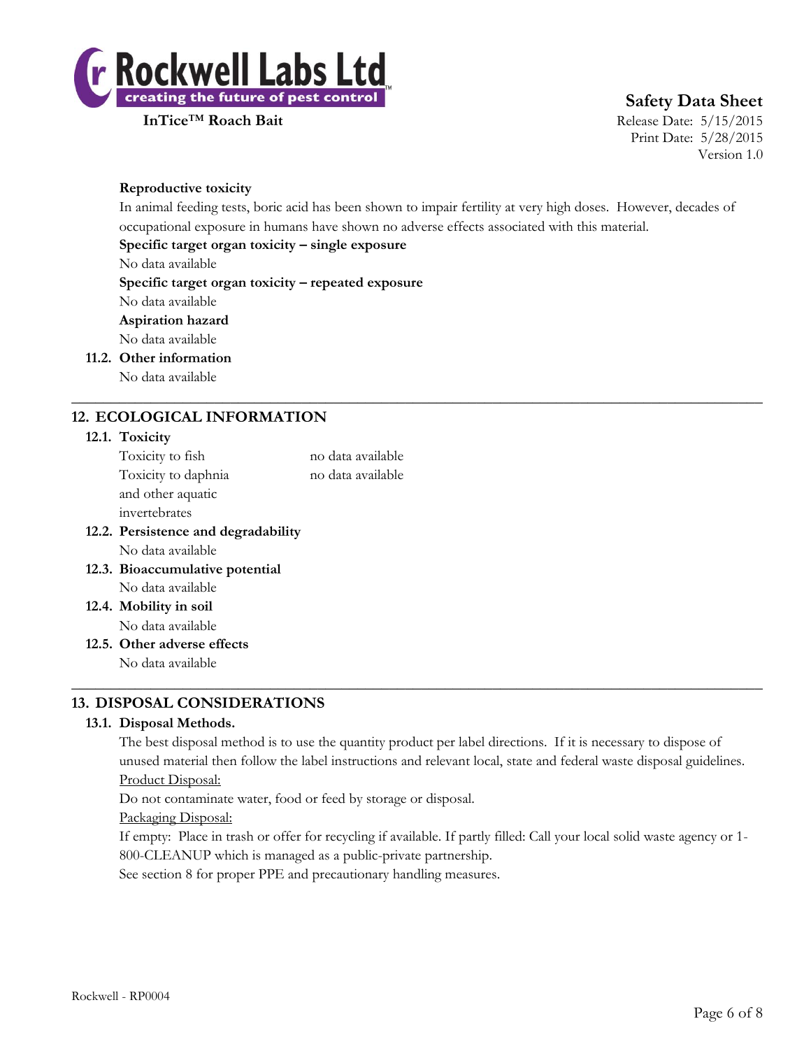**Reproductive toxicity**

In animal feeding tests, boric acid has been shown to impair fertility at very high doses. However, decades of occupational exposure in humans have shown no adverse effects associated with this material.

**Specific target organ toxicity – single exposure**

No data available

**Specific target organ toxicity – repeated exposure**

No data available

**Aspiration hazard**

No data available

**11.2. Other information**

No data available

## 12. ECOLOGICAL INFORMATION

### 12.1. Toxicity

| | |
|---|---|
| Toxicity to fish | no data available |
| Toxicity to daphnia and other aquatic invertebrates | no data available |

### 12.2. Persistence and degradability

No data available

### 12.3. Bioaccumulative potential

No data available

### 12.4. Mobility in soil

No data available

### 12.5. Other adverse effects

No data available

## 13. DISPOSAL CONSIDERATIONS

### 13.1. Disposal Methods.

The best disposal method is to use the quantity product per label directions. If it is necessary to dispose of unused material then follow the label instructions and relevant local, state and federal waste disposal guidelines.

Product Disposal:

Do not contaminate water, food or feed by storage or disposal.

Packaging Disposal:

If empty: Place in trash or offer for recycling if available. If partly filled: Call your local solid waste agency or 1-800-CLEANUP which is managed as a public-private partnership.

See section 8 for proper PPE and precautionary handling measures.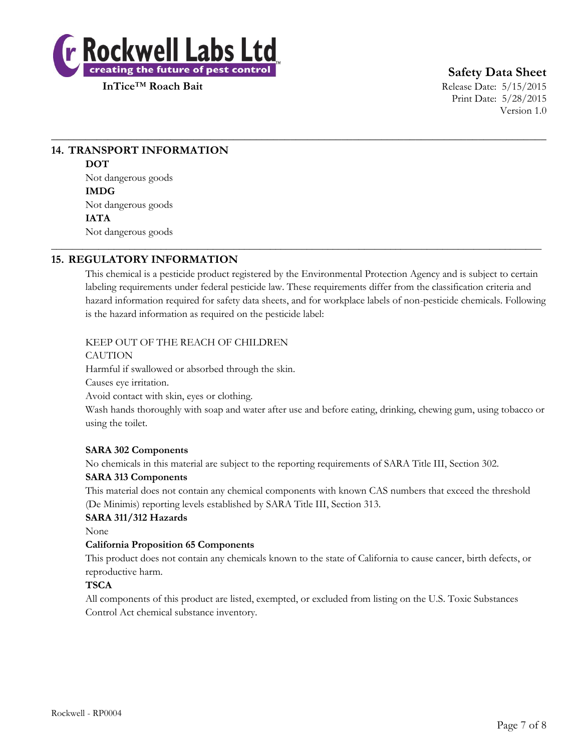## 14. TRANSPORT INFORMATION

**DOT**

Not dangerous goods

**IMDG**

Not dangerous goods

**IATA**

Not dangerous goods

## 15. REGULATORY INFORMATION

This chemical is a pesticide product registered by the Environmental Protection Agency and is subject to certain labeling requirements under federal pesticide law. These requirements differ from the classification criteria and hazard information required for safety data sheets, and for workplace labels of non-pesticide chemicals. Following is the hazard information as required on the pesticide label:

KEEP OUT OF THE REACH OF CHILDREN
CAUTION
Harmful if swallowed or absorbed through the skin.
Causes eye irritation.
Avoid contact with skin, eyes or clothing.
Wash hands thoroughly with soap and water after use and before eating, drinking, chewing gum, using tobacco or using the toilet.

**SARA 302 Components**

No chemicals in this material are subject to the reporting requirements of SARA Title III, Section 302.

**SARA 313 Components**

This material does not contain any chemical components with known CAS numbers that exceed the threshold (De Minimis) reporting levels established by SARA Title III, Section 313.

**SARA 311/312 Hazards**

None

**California Proposition 65 Components**

This product does not contain any chemicals known to the state of California to cause cancer, birth defects, or reproductive harm.

**TSCA**

All components of this product are listed, exempted, or excluded from listing on the U.S. Toxic Substances Control Act chemical substance inventory.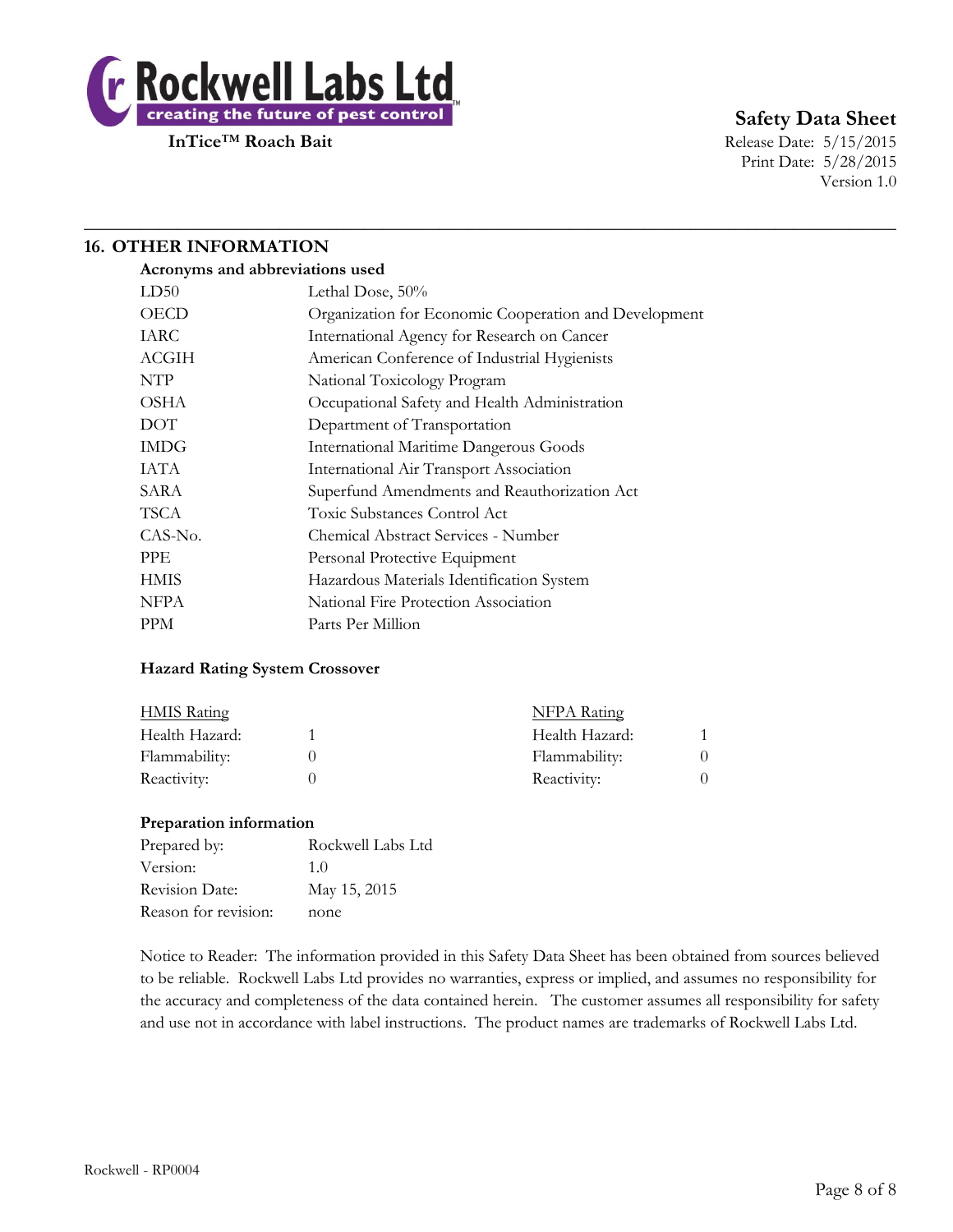## 16. OTHER INFORMATION

**Acronyms and abbreviations used**

| | |
|---|---|
| LD50 | Lethal Dose, 50% |
| OECD | Organization for Economic Cooperation and Development |
| IARC | International Agency for Research on Cancer |
| ACGIH | American Conference of Industrial Hygienists |
| NTP | National Toxicology Program |
| OSHA | Occupational Safety and Health Administration |
| DOT | Department of Transportation |
| IMDG | International Maritime Dangerous Goods |
| IATA | International Air Transport Association |
| SARA | Superfund Amendments and Reauthorization Act |
| TSCA | Toxic Substances Control Act |
| CAS-No. | Chemical Abstract Services - Number |
| PPE | Personal Protective Equipment |
| HMIS | Hazardous Materials Identification System |
| NFPA | National Fire Protection Association |
| PPM | Parts Per Million |

**Hazard Rating System Crossover**

| HMIS Rating | | NFPA Rating | |
|---|---|---|---|
| Health Hazard: | 1 | Health Hazard: | 1 |
| Flammability: | 0 | Flammability: | 0 |
| Reactivity: | 0 | Reactivity: | 0 |

**Preparation information**

| | |
|---|---|
| Prepared by: | Rockwell Labs Ltd |
| Version: | 1.0 |
| Revision Date: | May 15, 2015 |
| Reason for revision: | none |

Notice to Reader: The information provided in this Safety Data Sheet has been obtained from sources believed to be reliable. Rockwell Labs Ltd provides no warranties, express or implied, and assumes no responsibility for the accuracy and completeness of the data contained herein. The customer assumes all responsibility for safety and use not in accordance with label instructions. The product names are trademarks of Rockwell Labs Ltd.